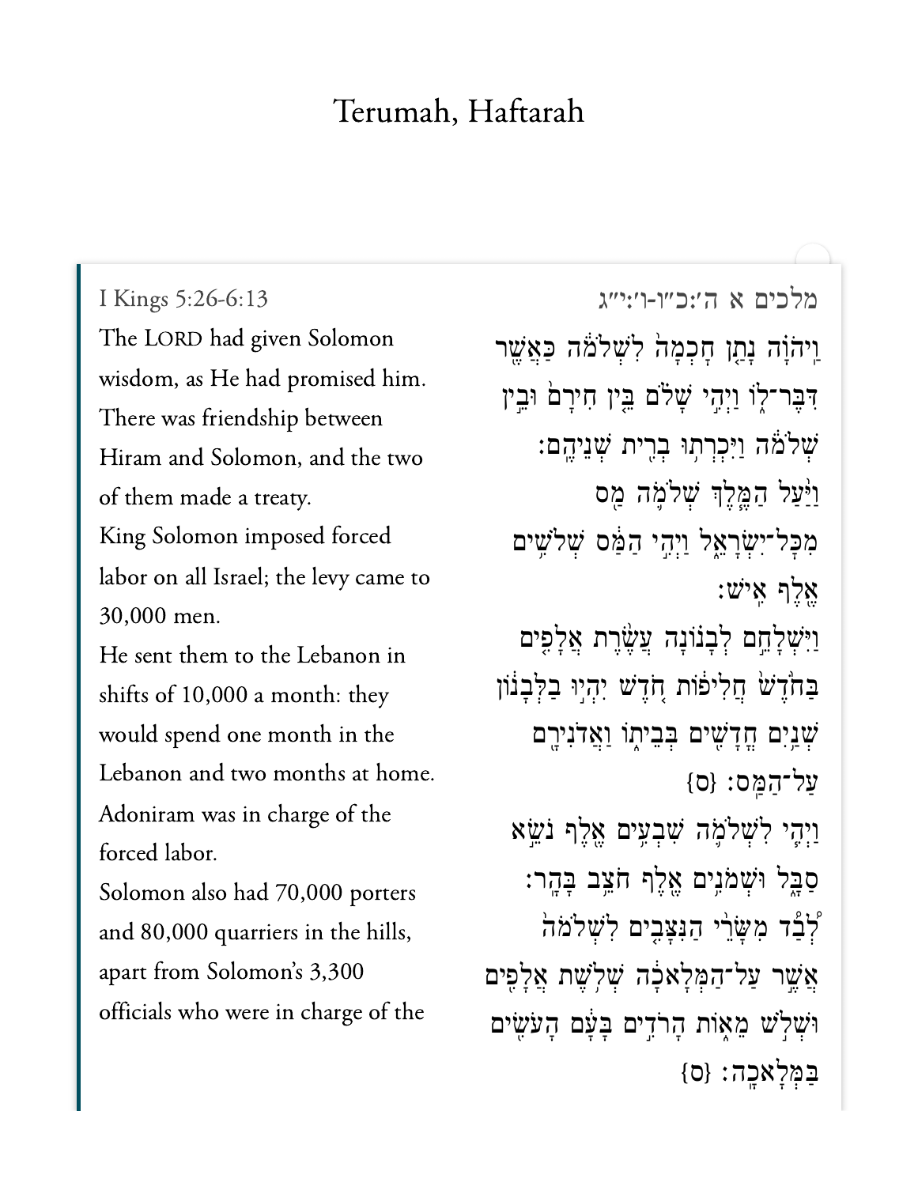# Terumah, Haftarah

I Kings 5:26-6:13

מלכים א ה׳:כ״ו-ו׳:י״ג

The LORD had given Solomon wisdom, as He had promised him. There was friendship between Hiram and Solomon, and the two of them made a treaty.

וַֽיהֹוָ֗ה נָתַ֤ן חׇכְמָה֙ לִשְׁלֹמֹ֔ה כַּאֲשֶׁ֖ר דִּבֶּר־ל֑וֹ וַיְהִ֣י שָׁלֹ֗ם בֵּ֤ין חִירָם֙ וּבֵ֣ין שְׁלֹמֹ֔ה וַיִּכְרְת֥וּ בְרִ֖ית שְׁנֵיהֶֽם׃

King Solomon imposed forced labor on all Israel; the levy came to 30,000 men.

וַיַּ֨עַל הַמֶּ֧לֶךְ שְׁלֹמֹ֛ה מַ֖ס מִכׇּל־יִשְׂרָאֵ֑ל וַיְהִ֣י הַמַּ֔ס שְׁלֹשִׁ֥ים אֶ֖לֶף אִֽישׁ׃

He sent them to the Lebanon in shifts of 10,000 a month: they would spend one month in the Lebanon and two months at home. Adoniram was in charge of the forced labor.

וַיִּשְׁלָחֵ֣ם לְבָנ֗וֹנָה עֲשֶׂ֨רֶת אֲלָפִ֤ים בַּחֹ֙דֶשׁ֙ חֲלִיפ֔וֹת חֹ֚דֶשׁ יִהְי֣וּ בַלְּבָנ֔וֹן שְׁנַ֥יִם חֳדָשִׁ֖ים בְּבֵית֑וֹ וַאֲדֹנִירָ֖ם עַל־הַמַּֽס׃ {ס}

Solomon also had 70,000 porters and 80,000 quarriers in the hills, apart from Solomon's 3,300 officials who were in charge of the

וַיְהִ֧י לִשְׁלֹמֹ֛ה שִׁבְעִ֥ים אֶ֖לֶף נֹשֵׂ֣א סַבָּ֑ל וּשְׁמֹנִ֥ים אֶ֖לֶף חֹצֵ֥ב בָּהָֽר׃ לְ֠בַד מִשָּׂרֵ֨י הַנִּצָּבִ֤ים לִשְׁלֹמֹה֙ אֲשֶׁ֣ר עַל־הַמְּלָאכָ֔ה שְׁלֹ֥שֶׁת אֲלָפִ֖ים וּשְׁלֹ֣שׁ מֵא֑וֹת הָרֹדִ֣ים בָּעָ֔ם הָעֹשִׂ֖ים בַּמְּלָאכָֽה׃ {ס}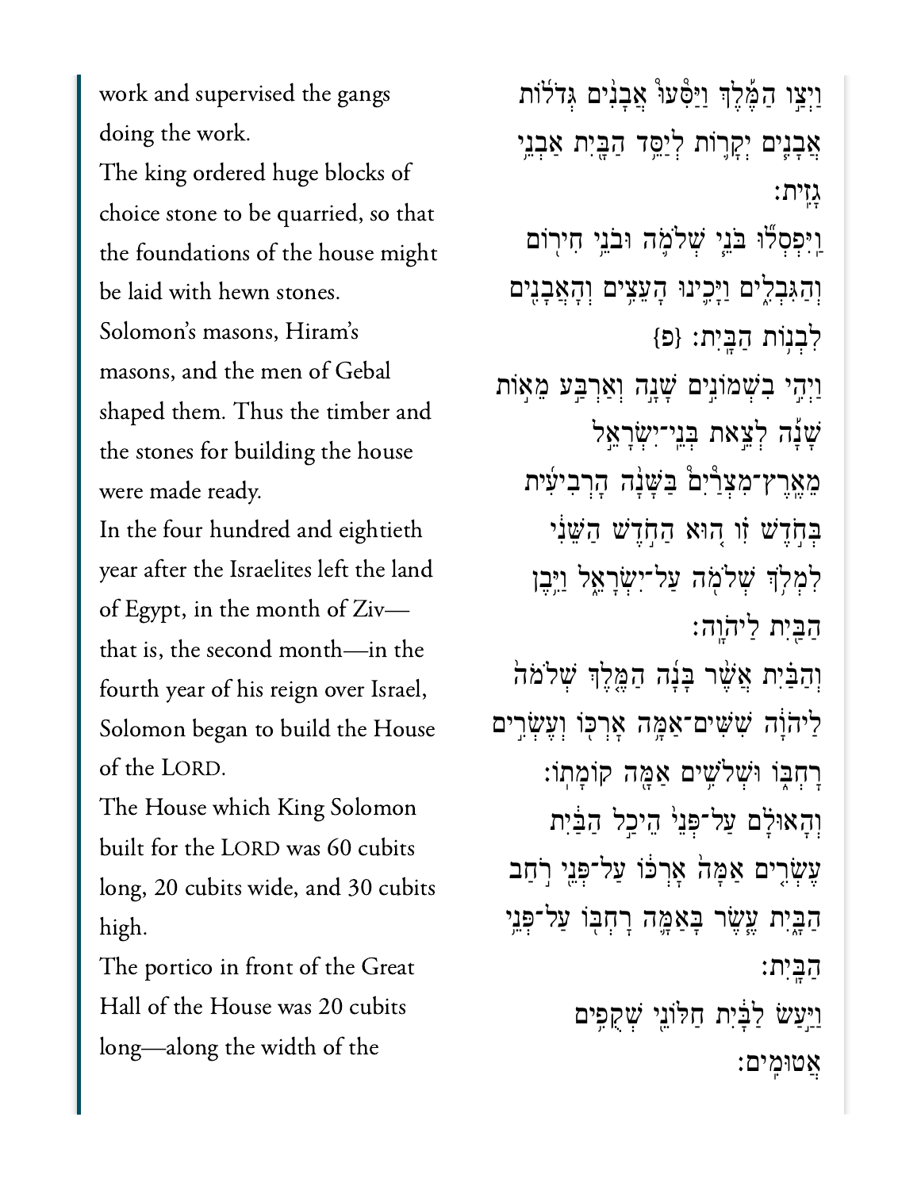work and supervised the gangs doing the work.

The king ordered huge blocks of choice stone to be quarried, so that the foundations of the house might be laid with hewn stones.

Solomon's masons, Hiram's masons, and the men of Gebal shaped them. Thus the timber and the stones for building the house were made ready.

In the four hundred and eightieth year after the Israelites left the land of Egypt, in the month of Ziv—that is, the second month—in the fourth year of his reign over Israel, Solomon began to build the House of the LORD.

The House which King Solomon built for the LORD was 60 cubits long, 20 cubits wide, and 30 cubits high.

The portico in front of the Great Hall of the House was 20 cubits long—along the width of the

וַיְצַ֣ו הַמֶּ֗לֶךְ וַיַּסִּ֜עוּ אֲבָנִ֨ים גְּדֹל֜וֹת אֲבָנִ֥ים יְקָר֛וֹת לְיַסֵּ֥ד הַבָּ֖יִת אַבְנֵ֥י גָזִֽית׃

וַֽיִּפְסְל֞וּ בֹּנֵ֧י שְׁלֹמֹ֛ה וּבֹנֵ֥י חִיר֖וֹם וְהַגִּבְלִ֑ים וַיָּכִ֛ינוּ הָעֵצִ֥ים וְהָאֲבָנִ֖ים לִבְנ֥וֹת הַבָּֽיִת׃ {פ}

וַיְהִ֣י בִשְׁמוֹנִ֣ים שָׁנָ֣ה וְאַרְבַּ֣ע מֵא֣וֹת שָׁנָ֡ה לְצֵ֣את בְּנֵֽי־יִשְׂרָאֵ֣ל מֵאֶֽרֶץ־מִצְרַ֠יִם בַּשָּׁנָ֨ה הָרְבִיעִ֜ית בְּחֹ֣דֶשׁ זִ֗ו ה֚וּא הַחֹ֣דֶשׁ הַשֵּׁנִ֔י לִמְלֹ֥ךְ שְׁלֹמֹ֖ה עַל־יִשְׂרָאֵ֑ל וַיִּ֥בֶן הַבַּ֖יִת לַיהוָֽה׃

וְהַבַּ֗יִת אֲשֶׁ֨ר בָּנָ֜ה הַמֶּ֤לֶךְ שְׁלֹמֹה֙ לַֽיהוָ֔ה שִׁשִּֽׁים־אַמָּ֥ה אָרְכּ֖וֹ וְעֶשְׂרִ֣ים רָחְבּ֑וֹ וּשְׁלֹשִׁ֥ים אַמָּ֖ה קוֹמָתֽוֹ׃

וְהָאוּלָ֗ם עַל־פְּנֵי֙ הֵיכַ֣ל הַבַּ֔יִת עֶשְׂרִ֤ים אַמָּה֙ אָרְכּ֔וֹ עַל־פְּנֵ֖י רֹ֣חַב הַבָּ֑יִת עֶ֧שֶׂר בָּאַמָּ֛ה רָחְבּ֖וֹ עַל־פְּנֵ֥י הַבָּֽיִת׃

וַיַּ֣עַשׂ לַבָּ֔יִת חַלּוֹנֵ֖י שְׁקֻפִ֥ים אֲטוּמִֽים׃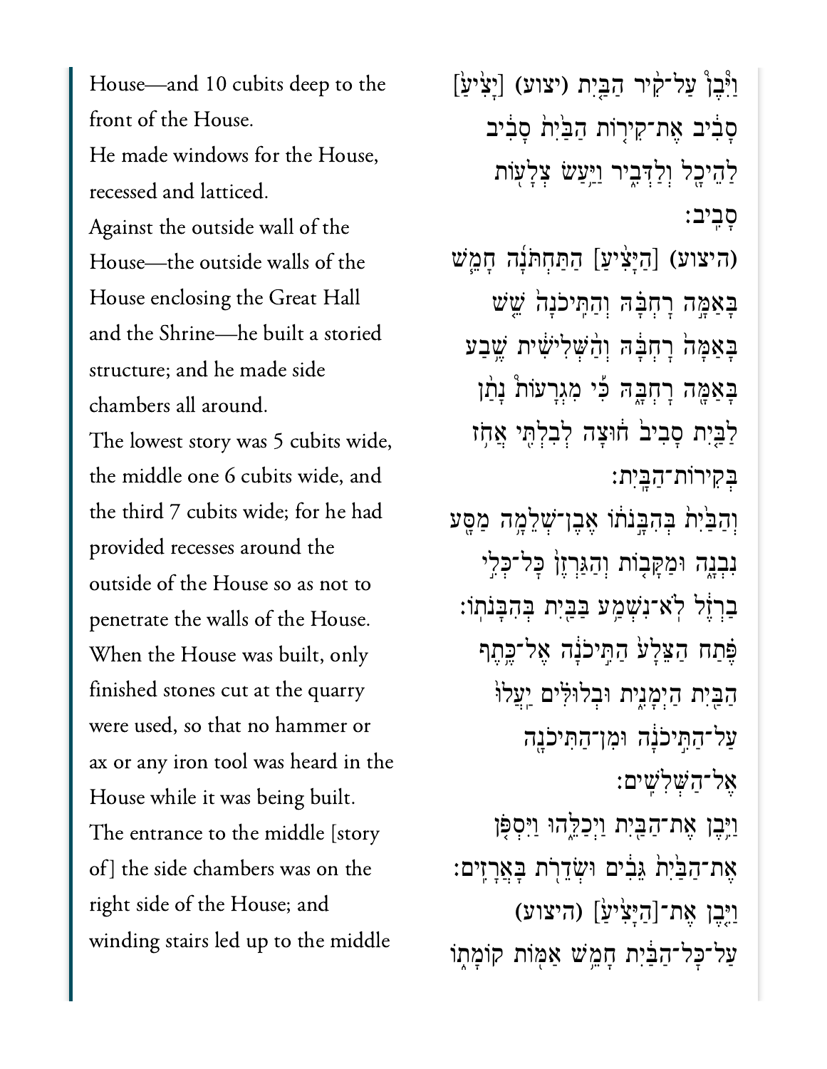House—and 10 cubits deep to the front of the House.

He made windows for the House, recessed and latticed.

Against the outside wall of the House—the outside walls of the House enclosing the Great Hall and the Shrine—he built a storied structure; and he made side chambers all around.

The lowest story was 5 cubits wide, the middle one 6 cubits wide, and the third 7 cubits wide; for he had provided recesses around the outside of the House so as not to penetrate the walls of the House.

When the House was built, only finished stones cut at the quarry were used, so that no hammer or ax or any iron tool was heard in the House while it was being built.

The entrance to the middle [story of] the side chambers was on the right side of the House; and winding stairs led up to the middle

וַיִּ֨בֶן עַל־קִ֤יר הַבַּ֙יִת (יצוע) [יָצִ֙יעַ֙] סָבִ֔יב אֶת־קִיר֤וֹת הַבַּ֙יִת֙ סָבִ֔יב לַֽהֵיכָ֖ל וְלַדְּבִ֑יר וַיַּ֥עַשׂ צְלָע֖וֹת סָבִֽיב׃

(היצוע) [הַיָּצִ֨יעַ] הַתַּחְתֹּנָ֜ה חָמֵ֧שׁ בָּאַמָּ֣ה רָחְבָּ֗הּ וְהַתִּֽיכֹנָה֙ שֵׁ֤שׁ בָּֽאַמָּה֙ רָחְבָּ֔הּ וְהַ֙שְּׁלִישִׁ֔ית שֶׁ֥בַע בָּאַמָּ֖ה רָחְבָּ֑הּ כִּ֣י מִגְרָע֡וֹת נָתַ֩ן לַבַּ֨יִת סָבִ֜יב ח֗וּצָה לְבִלְתִּ֖י אֲחֹ֥ז בְּקִֽירוֹת־הַבָּֽיִת׃

וְהַבַּ֙יִת֙ בְּהִבָּ֣נֹת֔וֹ אֶֽבֶן־שְׁלֵמָ֥ה מַסָּ֖ע נִבְנָ֑ה וּמַקָּב֣וֹת וְהַגַּרְזֶן֮ כָּל־כְּלִ֣י בַרְזֶל֒ לֹֽא־נִשְׁמַ֥ע בַּבַּ֖יִת בְּהִבָּנֹתֽוֹ׃

פֶּ֗תַח הַצֵּלָע֙ הַתִּ֣יכֹנָ֔ה אֶל־כֶּ֥תֶף הַבַּ֖יִת הַיְמָנִ֑ית וּבְלוּלִּ֣ים יַֽעֲל֗וּ עַל־הַתִּ֣יכֹנָ֔ה וּמִן־הַתִּֽיכֹנָ֖ה אֶל־הַשְּׁלִשִֽׁים׃

וַיִּ֥בֶן אֶת־הַבַּ֖יִת וַיְכַלֵּ֑הוּ וַיִּסְפֹּ֤ן אֶת־הַבַּ֙יִת֙ גֵּבִ֣ים וּשְׂדֵרֹ֔ת בָּאֲרָזִֽים׃

וַיִּ֤בֶן אֶת־[הַיָּצִ֙יעַ֙] (היצוע) עַל־כָּל־הַבַּ֔יִת חָמֵ֥שׁ אַמּ֖וֹת קוֹמָת֑וֹ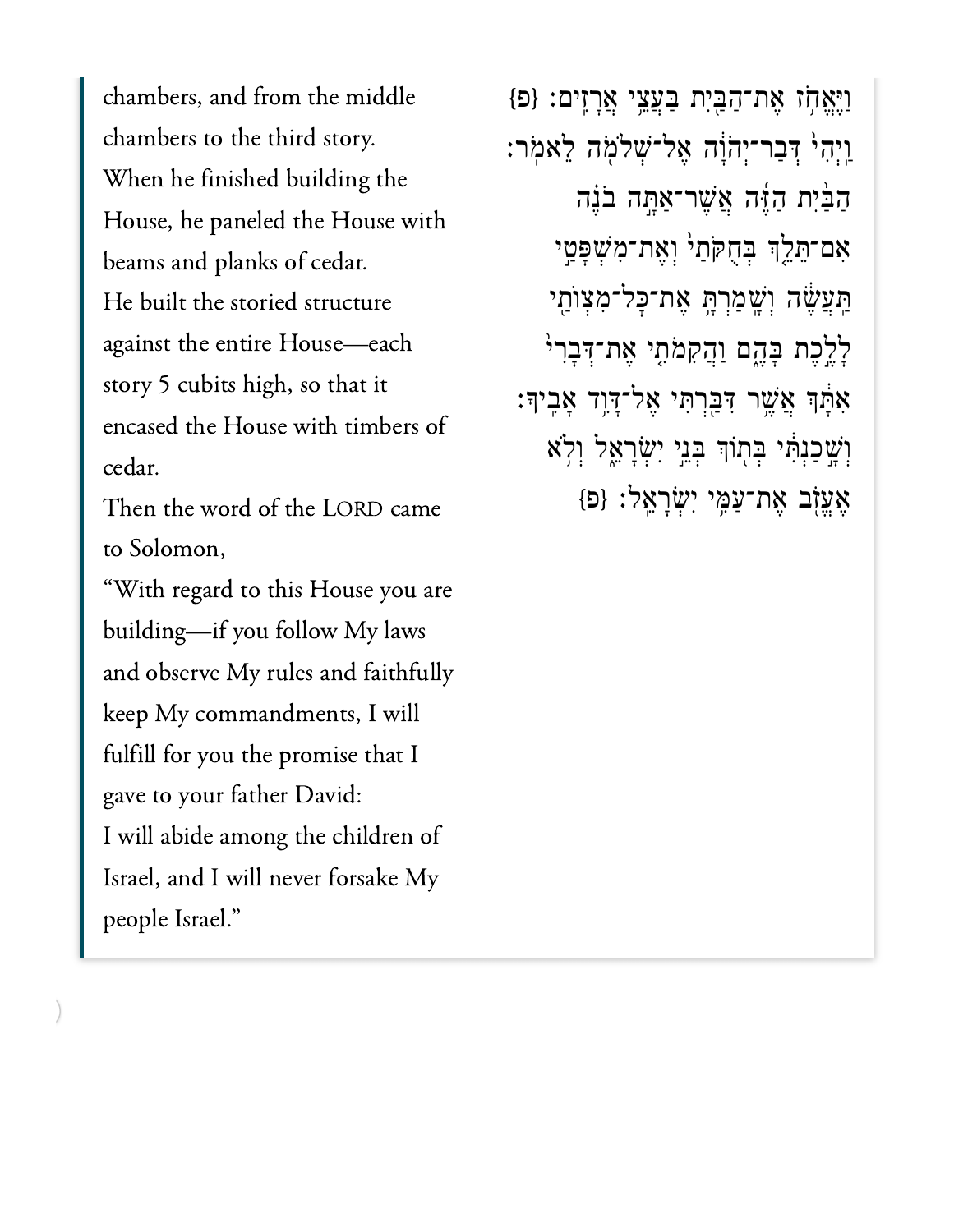chambers, and from the middle chambers to the third story.
When he finished building the House, he paneled the House with beams and planks of cedar.
He built the storied structure against the entire House—each story 5 cubits high, so that it encased the House with timbers of cedar.
Then the word of the LORD came to Solomon,
"With regard to this House you are building—if you follow My laws and observe My rules and faithfully keep My commandments, I will fulfill for you the promise that I gave to your father David:
I will abide among the children of Israel, and I will never forsake My people Israel."

וַיֶּאֱחֹ֥ז אֶת־הַבַּ֖יִת בַּעֲצֵ֥י אֲרָזִֽים׃ {פ}
וַֽיְהִי֙ דְּבַר־יְהֹוָ֔ה אֶל־שְׁלֹמֹ֖ה לֵאמֹֽר׃
הַבַּ֨יִת הַזֶּ֜ה אֲשֶׁר־אַתָּ֣ה בֹנֶ֗ה אִם־תֵּלֵ֤ךְ בְּחֻקֹּתַי֙ וְאֶת־מִשְׁפָּטַ֣י תַּעֲשֶׂ֔ה וְשָׁמַרְתָּ֥ אֶת־כׇּל־מִצְוֺתַ֖י לָלֶ֣כֶת בָּהֶ֑ם וַהֲקִמֹתִ֤י אֶת־דְּבָרִי֙ אִתָּ֔ךְ אֲשֶׁ֥ר דִּבַּ֖רְתִּי אֶל־דָּוִ֥ד אָבִֽיךָ׃
וְשָׁ֣כַנְתִּ֔י בְּת֖וֹךְ בְּנֵ֣י יִשְׂרָאֵ֑ל וְלֹ֥א אֶעֱזֹ֖ב אֶת־עַמִּ֥י יִשְׂרָאֵֽל׃ {פ}